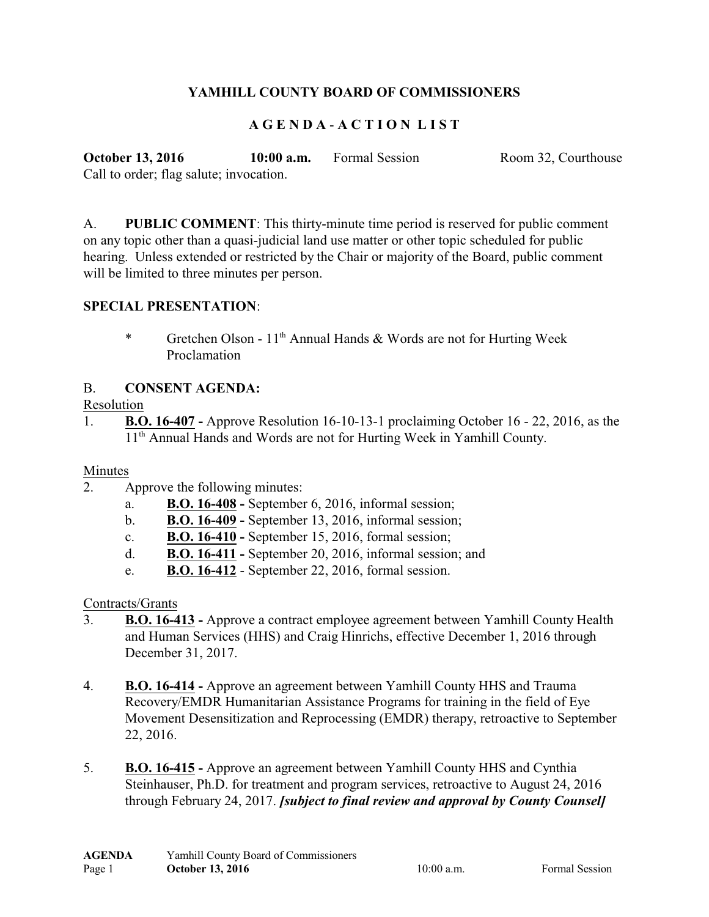# YAMHILL COUNTY BOARD OF COMMISSIONERS

## A G E N D A - A C T I O N L I S T

**October 13, 2016** **10:00 a.m.** Formal Session Room 32, Courthouse

Call to order; flag salute; invocation.

A. **PUBLIC COMMENT**: This thirty-minute time period is reserved for public comment on any topic other than a quasi-judicial land use matter or other topic scheduled for public hearing. Unless extended or restricted by the Chair or majority of the Board, public comment will be limited to three minutes per person.

**SPECIAL PRESENTATION**:

* Gretchen Olson - 11th Annual Hands & Words are not for Hurting Week Proclamation

B. **CONSENT AGENDA:**

Resolution

1. **B.O. 16-407 -** Approve Resolution 16-10-13-1 proclaiming October 16 - 22, 2016, as the 11th Annual Hands and Words are not for Hurting Week in Yamhill County.

Minutes

2. Approve the following minutes:
   a. **B.O. 16-408 -** September 6, 2016, informal session;
   b. **B.O. 16-409 -** September 13, 2016, informal session;
   c. **B.O. 16-410 -** September 15, 2016, formal session;
   d. **B.O. 16-411 -** September 20, 2016, informal session; and
   e. **B.O. 16-412** - September 22, 2016, formal session.

Contracts/Grants

3. **B.O. 16-413 -** Approve a contract employee agreement between Yamhill County Health and Human Services (HHS) and Craig Hinrichs, effective December 1, 2016 through December 31, 2017.

4. **B.O. 16-414 -** Approve an agreement between Yamhill County HHS and Trauma Recovery/EMDR Humanitarian Assistance Programs for training in the field of Eye Movement Desensitization and Reprocessing (EMDR) therapy, retroactive to September 22, 2016.

5. **B.O. 16-415 -** Approve an agreement between Yamhill County HHS and Cynthia Steinhauser, Ph.D. for treatment and program services, retroactive to August 24, 2016 through February 24, 2017. ***[subject to final review and approval by County Counsel]***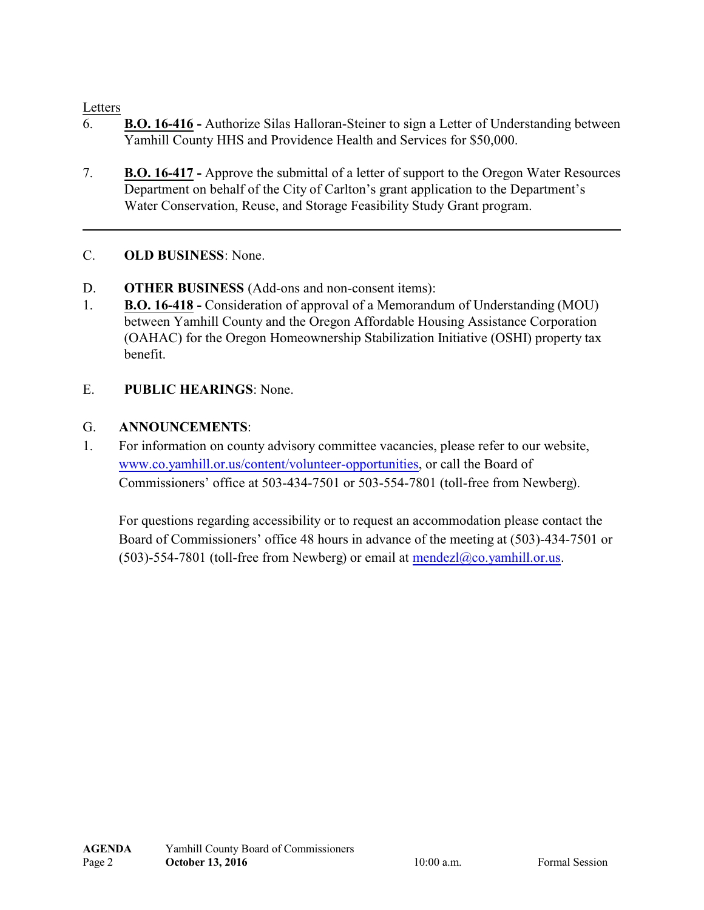Letters

6. **B.O. 16-416 -** Authorize Silas Halloran-Steiner to sign a Letter of Understanding between Yamhill County HHS and Providence Health and Services for $50,000.

7. **B.O. 16-417 -** Approve the submittal of a letter of support to the Oregon Water Resources Department on behalf of the City of Carlton's grant application to the Department's Water Conservation, Reuse, and Storage Feasibility Study Grant program.

---

C. **OLD BUSINESS**: None.

D. **OTHER BUSINESS** (Add-ons and non-consent items):

1. **B.O. 16-418 -** Consideration of approval of a Memorandum of Understanding (MOU) between Yamhill County and the Oregon Affordable Housing Assistance Corporation (OAHAC) for the Oregon Homeownership Stabilization Initiative (OSHI) property tax benefit.

E. **PUBLIC HEARINGS**: None.

G. **ANNOUNCEMENTS**:

1. For information on county advisory committee vacancies, please refer to our website, www.co.yamhill.or.us/content/volunteer-opportunities, or call the Board of Commissioners' office at 503-434-7501 or 503-554-7801 (toll-free from Newberg).

   For questions regarding accessibility or to request an accommodation please contact the Board of Commissioners' office 48 hours in advance of the meeting at (503)-434-7501 or (503)-554-7801 (toll-free from Newberg) or email at mendezl@co.yamhill.or.us.